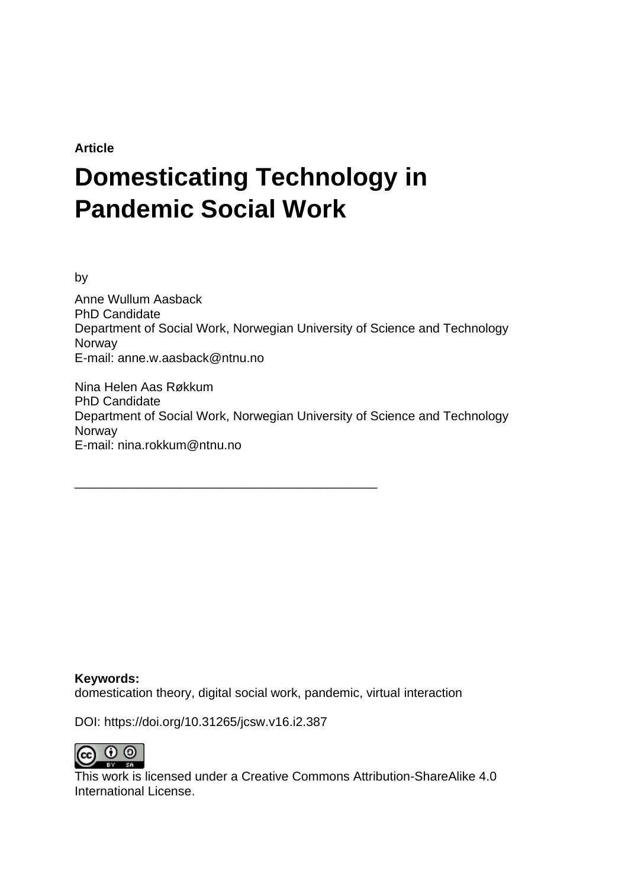**Article**

# Domesticating Technology in Pandemic Social Work

by

Anne Wullum Aasback
PhD Candidate
Department of Social Work, Norwegian University of Science and Technology
Norway
E-mail: anne.w.aasback@ntnu.no

Nina Helen Aas Røkkum
PhD Candidate
Department of Social Work, Norwegian University of Science and Technology
Norway
E-mail: nina.rokkum@ntnu.no

---

**Keywords:**
domestication theory, digital social work, pandemic, virtual interaction

DOI: https://doi.org/10.31265/jcsw.v16.i2.387

This work is licensed under a Creative Commons Attribution-ShareAlike 4.0 International License.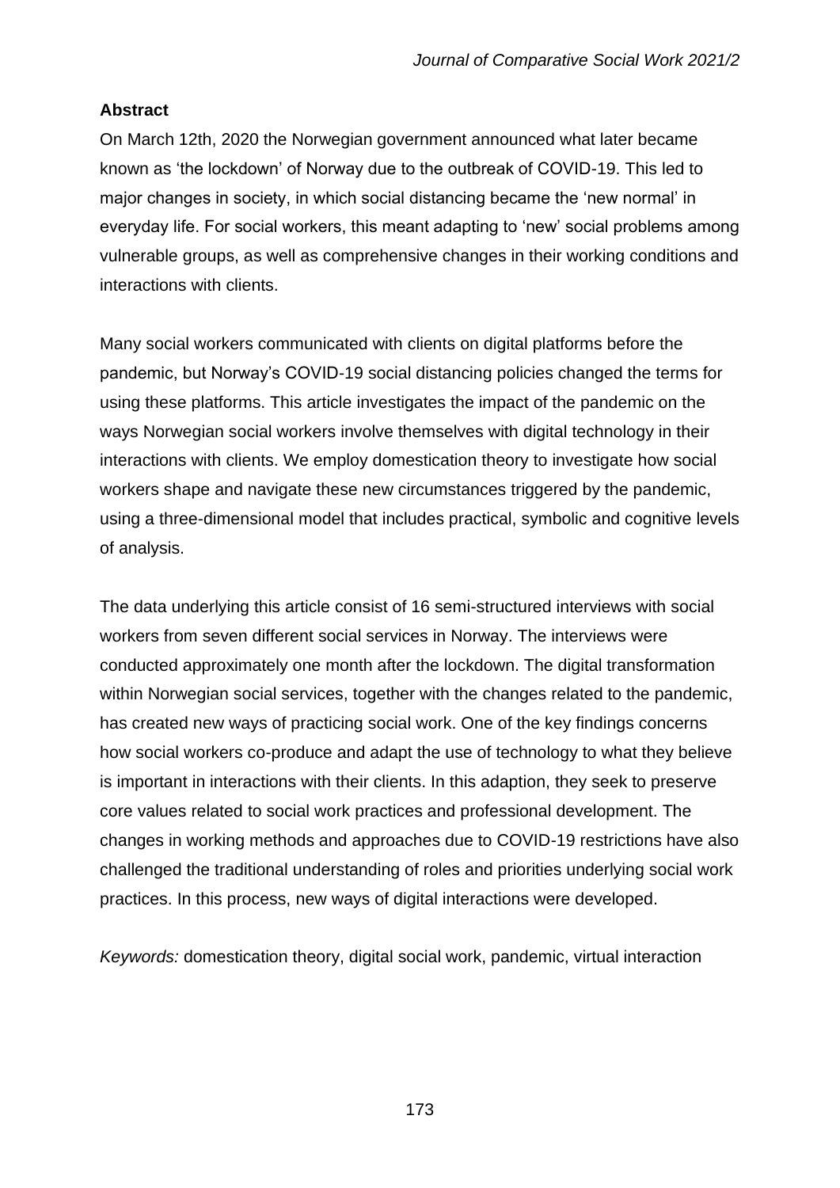**Abstract**

On March 12th, 2020 the Norwegian government announced what later became known as 'the lockdown' of Norway due to the outbreak of COVID-19. This led to major changes in society, in which social distancing became the 'new normal' in everyday life. For social workers, this meant adapting to 'new' social problems among vulnerable groups, as well as comprehensive changes in their working conditions and interactions with clients.

Many social workers communicated with clients on digital platforms before the pandemic, but Norway's COVID-19 social distancing policies changed the terms for using these platforms. This article investigates the impact of the pandemic on the ways Norwegian social workers involve themselves with digital technology in their interactions with clients. We employ domestication theory to investigate how social workers shape and navigate these new circumstances triggered by the pandemic, using a three-dimensional model that includes practical, symbolic and cognitive levels of analysis.

The data underlying this article consist of 16 semi-structured interviews with social workers from seven different social services in Norway. The interviews were conducted approximately one month after the lockdown. The digital transformation within Norwegian social services, together with the changes related to the pandemic, has created new ways of practicing social work. One of the key findings concerns how social workers co-produce and adapt the use of technology to what they believe is important in interactions with their clients. In this adaption, they seek to preserve core values related to social work practices and professional development. The changes in working methods and approaches due to COVID-19 restrictions have also challenged the traditional understanding of roles and priorities underlying social work practices. In this process, new ways of digital interactions were developed.

*Keywords:* domestication theory, digital social work, pandemic, virtual interaction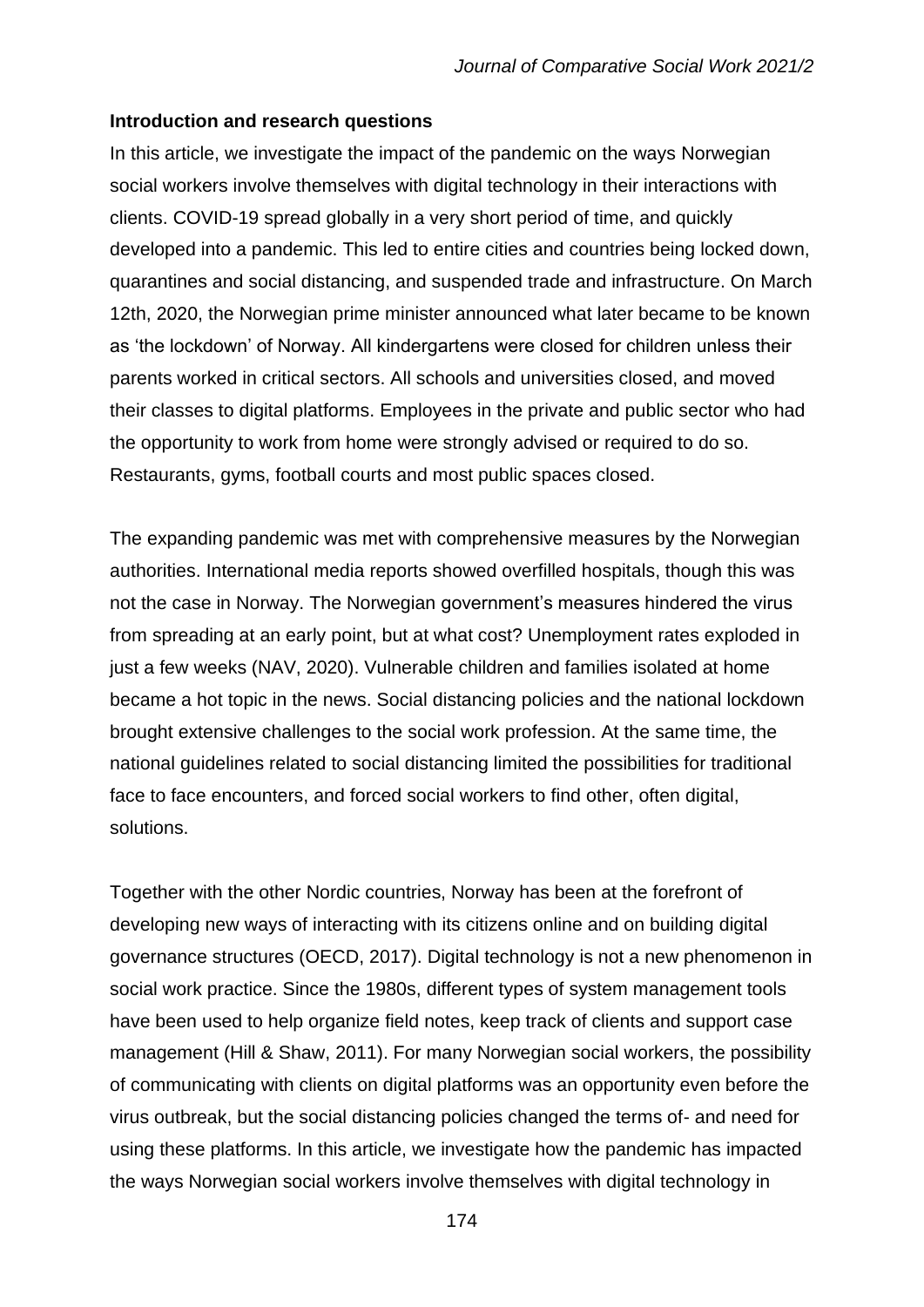**Introduction and research questions**

In this article, we investigate the impact of the pandemic on the ways Norwegian social workers involve themselves with digital technology in their interactions with clients. COVID-19 spread globally in a very short period of time, and quickly developed into a pandemic. This led to entire cities and countries being locked down, quarantines and social distancing, and suspended trade and infrastructure. On March 12th, 2020, the Norwegian prime minister announced what later became to be known as 'the lockdown' of Norway. All kindergartens were closed for children unless their parents worked in critical sectors. All schools and universities closed, and moved their classes to digital platforms. Employees in the private and public sector who had the opportunity to work from home were strongly advised or required to do so. Restaurants, gyms, football courts and most public spaces closed.

The expanding pandemic was met with comprehensive measures by the Norwegian authorities. International media reports showed overfilled hospitals, though this was not the case in Norway. The Norwegian government's measures hindered the virus from spreading at an early point, but at what cost? Unemployment rates exploded in just a few weeks (NAV, 2020). Vulnerable children and families isolated at home became a hot topic in the news. Social distancing policies and the national lockdown brought extensive challenges to the social work profession. At the same time, the national guidelines related to social distancing limited the possibilities for traditional face to face encounters, and forced social workers to find other, often digital, solutions.

Together with the other Nordic countries, Norway has been at the forefront of developing new ways of interacting with its citizens online and on building digital governance structures (OECD, 2017). Digital technology is not a new phenomenon in social work practice. Since the 1980s, different types of system management tools have been used to help organize field notes, keep track of clients and support case management (Hill & Shaw, 2011). For many Norwegian social workers, the possibility of communicating with clients on digital platforms was an opportunity even before the virus outbreak, but the social distancing policies changed the terms of- and need for using these platforms. In this article, we investigate how the pandemic has impacted the ways Norwegian social workers involve themselves with digital technology in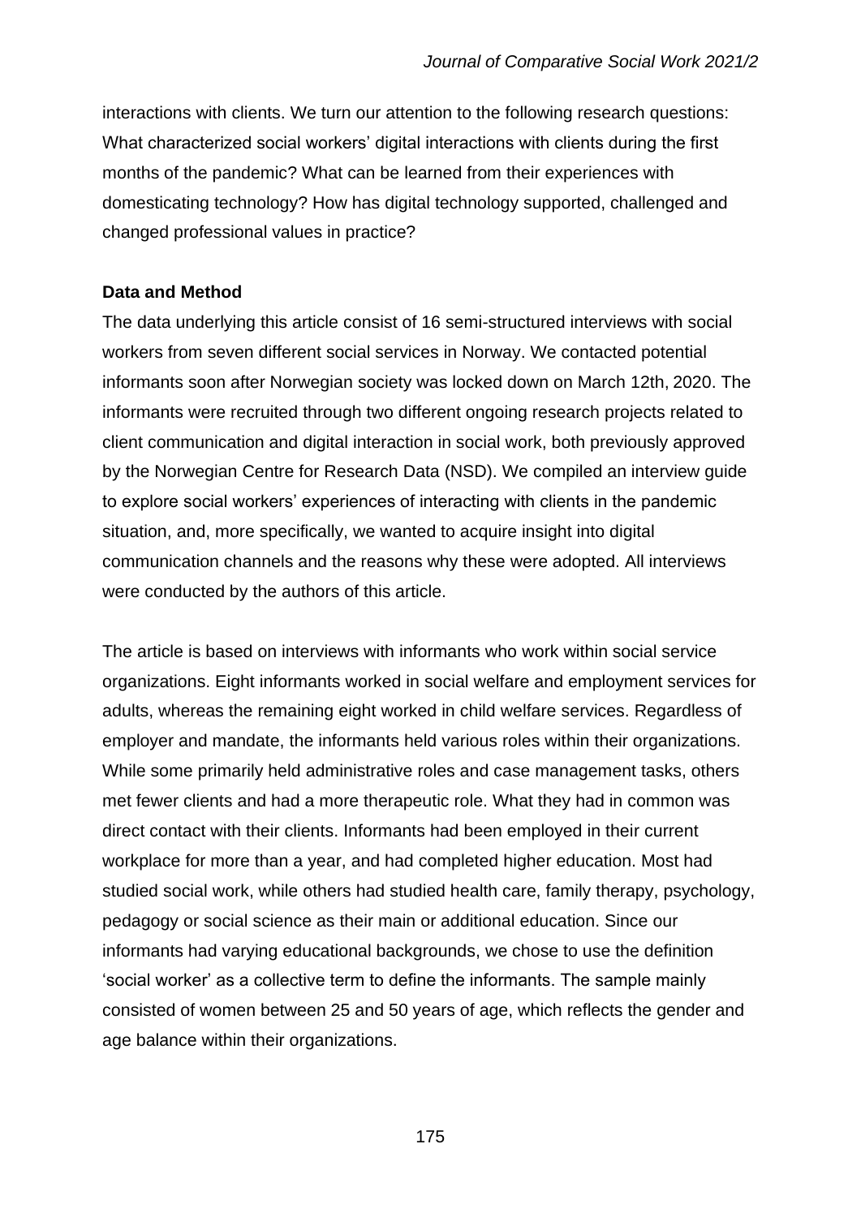interactions with clients. We turn our attention to the following research questions: What characterized social workers' digital interactions with clients during the first months of the pandemic? What can be learned from their experiences with domesticating technology? How has digital technology supported, challenged and changed professional values in practice?

**Data and Method**

The data underlying this article consist of 16 semi-structured interviews with social workers from seven different social services in Norway. We contacted potential informants soon after Norwegian society was locked down on March 12th, 2020. The informants were recruited through two different ongoing research projects related to client communication and digital interaction in social work, both previously approved by the Norwegian Centre for Research Data (NSD). We compiled an interview guide to explore social workers' experiences of interacting with clients in the pandemic situation, and, more specifically, we wanted to acquire insight into digital communication channels and the reasons why these were adopted. All interviews were conducted by the authors of this article.

The article is based on interviews with informants who work within social service organizations. Eight informants worked in social welfare and employment services for adults, whereas the remaining eight worked in child welfare services. Regardless of employer and mandate, the informants held various roles within their organizations. While some primarily held administrative roles and case management tasks, others met fewer clients and had a more therapeutic role. What they had in common was direct contact with their clients. Informants had been employed in their current workplace for more than a year, and had completed higher education. Most had studied social work, while others had studied health care, family therapy, psychology, pedagogy or social science as their main or additional education. Since our informants had varying educational backgrounds, we chose to use the definition 'social worker' as a collective term to define the informants. The sample mainly consisted of women between 25 and 50 years of age, which reflects the gender and age balance within their organizations.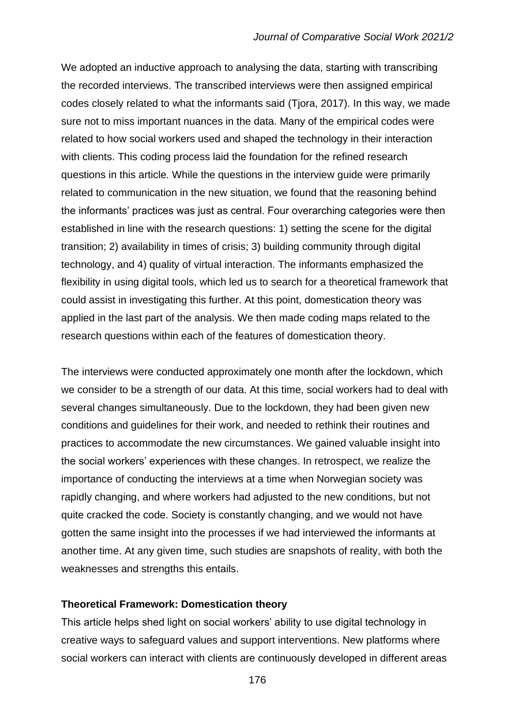We adopted an inductive approach to analysing the data, starting with transcribing the recorded interviews. The transcribed interviews were then assigned empirical codes closely related to what the informants said (Tjora, 2017). In this way, we made sure not to miss important nuances in the data. Many of the empirical codes were related to how social workers used and shaped the technology in their interaction with clients. This coding process laid the foundation for the refined research questions in this article. While the questions in the interview guide were primarily related to communication in the new situation, we found that the reasoning behind the informants' practices was just as central. Four overarching categories were then established in line with the research questions: 1) setting the scene for the digital transition; 2) availability in times of crisis; 3) building community through digital technology, and 4) quality of virtual interaction. The informants emphasized the flexibility in using digital tools, which led us to search for a theoretical framework that could assist in investigating this further. At this point, domestication theory was applied in the last part of the analysis. We then made coding maps related to the research questions within each of the features of domestication theory.

The interviews were conducted approximately one month after the lockdown, which we consider to be a strength of our data. At this time, social workers had to deal with several changes simultaneously. Due to the lockdown, they had been given new conditions and guidelines for their work, and needed to rethink their routines and practices to accommodate the new circumstances. We gained valuable insight into the social workers' experiences with these changes. In retrospect, we realize the importance of conducting the interviews at a time when Norwegian society was rapidly changing, and where workers had adjusted to the new conditions, but not quite cracked the code. Society is constantly changing, and we would not have gotten the same insight into the processes if we had interviewed the informants at another time. At any given time, such studies are snapshots of reality, with both the weaknesses and strengths this entails.

**Theoretical Framework: Domestication theory**

This article helps shed light on social workers' ability to use digital technology in creative ways to safeguard values and support interventions. New platforms where social workers can interact with clients are continuously developed in different areas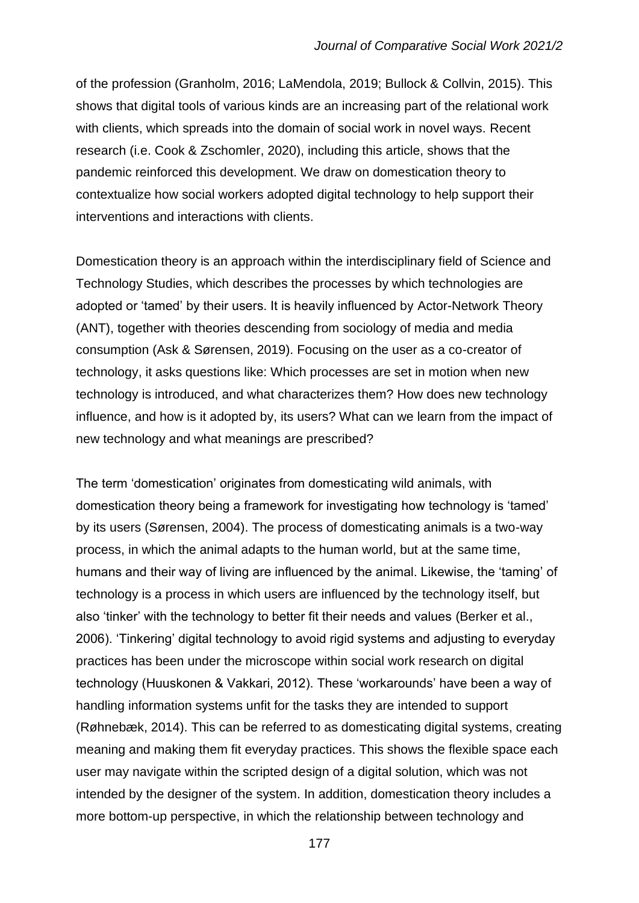of the profession (Granholm, 2016; LaMendola, 2019; Bullock & Collvin, 2015). This shows that digital tools of various kinds are an increasing part of the relational work with clients, which spreads into the domain of social work in novel ways. Recent research (i.e. Cook & Zschomler, 2020), including this article, shows that the pandemic reinforced this development. We draw on domestication theory to contextualize how social workers adopted digital technology to help support their interventions and interactions with clients.

Domestication theory is an approach within the interdisciplinary field of Science and Technology Studies, which describes the processes by which technologies are adopted or 'tamed' by their users. It is heavily influenced by Actor-Network Theory (ANT), together with theories descending from sociology of media and media consumption (Ask & Sørensen, 2019). Focusing on the user as a co-creator of technology, it asks questions like: Which processes are set in motion when new technology is introduced, and what characterizes them? How does new technology influence, and how is it adopted by, its users? What can we learn from the impact of new technology and what meanings are prescribed?

The term 'domestication' originates from domesticating wild animals, with domestication theory being a framework for investigating how technology is 'tamed' by its users (Sørensen, 2004). The process of domesticating animals is a two-way process, in which the animal adapts to the human world, but at the same time, humans and their way of living are influenced by the animal. Likewise, the 'taming' of technology is a process in which users are influenced by the technology itself, but also 'tinker' with the technology to better fit their needs and values (Berker et al., 2006). 'Tinkering' digital technology to avoid rigid systems and adjusting to everyday practices has been under the microscope within social work research on digital technology (Huuskonen & Vakkari, 2012). These 'workarounds' have been a way of handling information systems unfit for the tasks they are intended to support (Røhnebæk, 2014). This can be referred to as domesticating digital systems, creating meaning and making them fit everyday practices. This shows the flexible space each user may navigate within the scripted design of a digital solution, which was not intended by the designer of the system. In addition, domestication theory includes a more bottom-up perspective, in which the relationship between technology and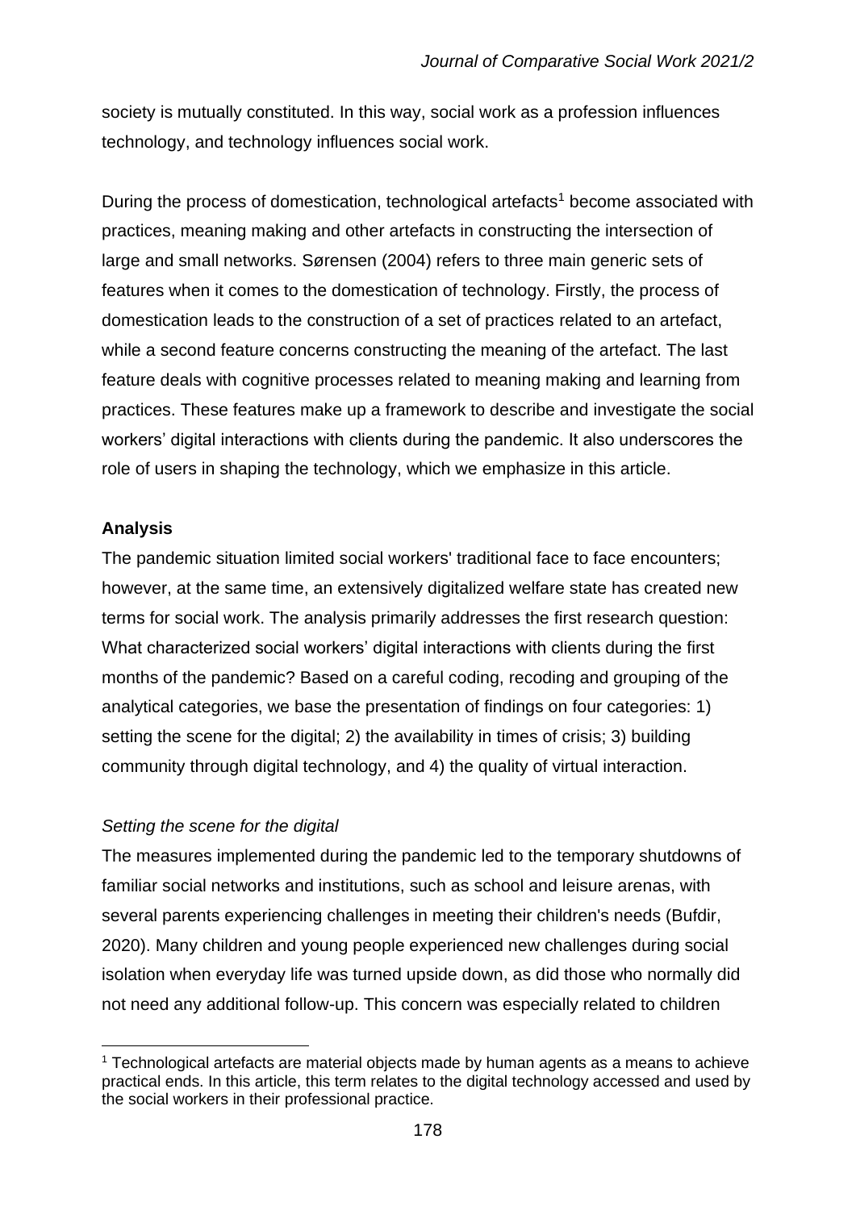society is mutually constituted. In this way, social work as a profession influences technology, and technology influences social work.

During the process of domestication, technological artefacts[1] become associated with practices, meaning making and other artefacts in constructing the intersection of large and small networks. Sørensen (2004) refers to three main generic sets of features when it comes to the domestication of technology. Firstly, the process of domestication leads to the construction of a set of practices related to an artefact, while a second feature concerns constructing the meaning of the artefact. The last feature deals with cognitive processes related to meaning making and learning from practices. These features make up a framework to describe and investigate the social workers' digital interactions with clients during the pandemic. It also underscores the role of users in shaping the technology, which we emphasize in this article.

## Analysis

The pandemic situation limited social workers' traditional face to face encounters; however, at the same time, an extensively digitalized welfare state has created new terms for social work. The analysis primarily addresses the first research question: What characterized social workers' digital interactions with clients during the first months of the pandemic? Based on a careful coding, recoding and grouping of the analytical categories, we base the presentation of findings on four categories: 1) setting the scene for the digital; 2) the availability in times of crisis; 3) building community through digital technology, and 4) the quality of virtual interaction.

### *Setting the scene for the digital*

The measures implemented during the pandemic led to the temporary shutdowns of familiar social networks and institutions, such as school and leisure arenas, with several parents experiencing challenges in meeting their children's needs (Bufdir, 2020). Many children and young people experienced new challenges during social isolation when everyday life was turned upside down, as did those who normally did not need any additional follow-up. This concern was especially related to children

[1] Technological artefacts are material objects made by human agents as a means to achieve practical ends. In this article, this term relates to the digital technology accessed and used by the social workers in their professional practice.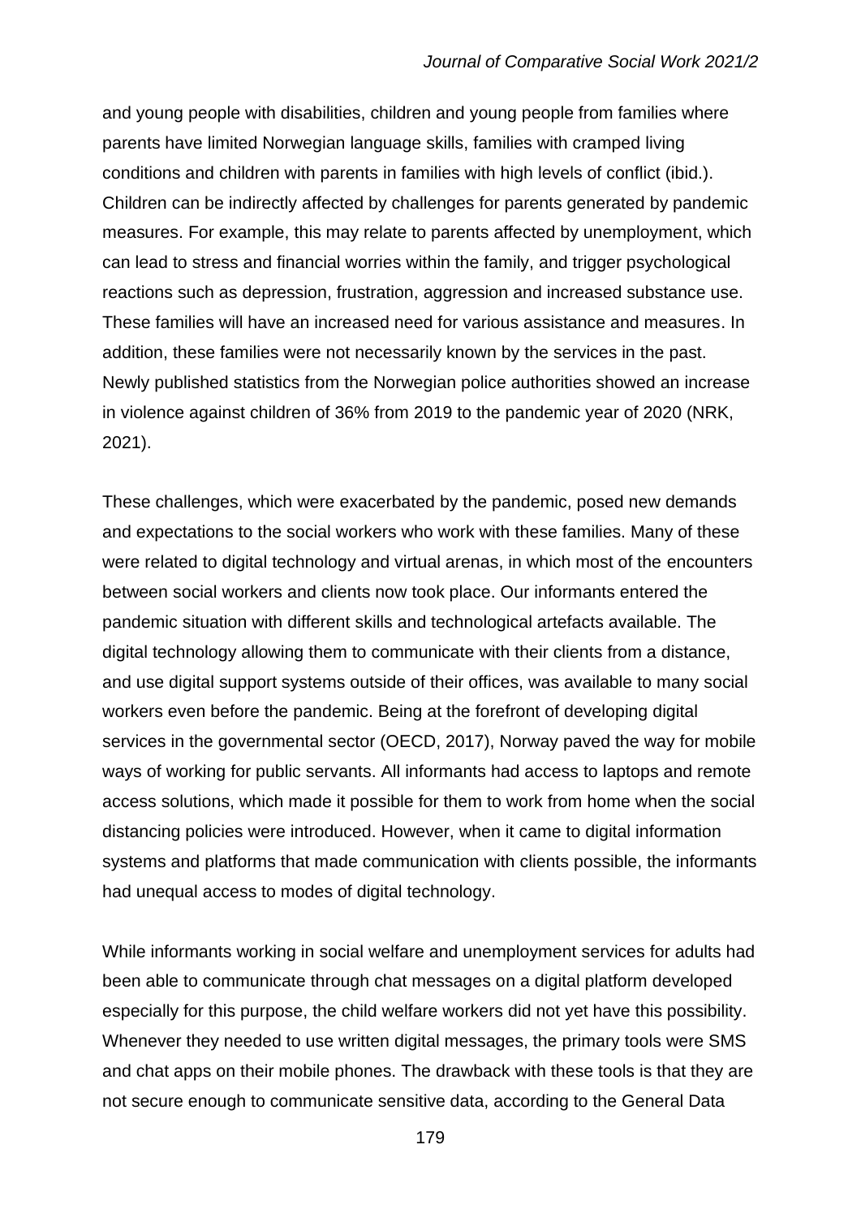and young people with disabilities, children and young people from families where parents have limited Norwegian language skills, families with cramped living conditions and children with parents in families with high levels of conflict (ibid.). Children can be indirectly affected by challenges for parents generated by pandemic measures. For example, this may relate to parents affected by unemployment, which can lead to stress and financial worries within the family, and trigger psychological reactions such as depression, frustration, aggression and increased substance use. These families will have an increased need for various assistance and measures. In addition, these families were not necessarily known by the services in the past. Newly published statistics from the Norwegian police authorities showed an increase in violence against children of 36% from 2019 to the pandemic year of 2020 (NRK, 2021).

These challenges, which were exacerbated by the pandemic, posed new demands and expectations to the social workers who work with these families. Many of these were related to digital technology and virtual arenas, in which most of the encounters between social workers and clients now took place. Our informants entered the pandemic situation with different skills and technological artefacts available. The digital technology allowing them to communicate with their clients from a distance, and use digital support systems outside of their offices, was available to many social workers even before the pandemic. Being at the forefront of developing digital services in the governmental sector (OECD, 2017), Norway paved the way for mobile ways of working for public servants. All informants had access to laptops and remote access solutions, which made it possible for them to work from home when the social distancing policies were introduced. However, when it came to digital information systems and platforms that made communication with clients possible, the informants had unequal access to modes of digital technology.

While informants working in social welfare and unemployment services for adults had been able to communicate through chat messages on a digital platform developed especially for this purpose, the child welfare workers did not yet have this possibility. Whenever they needed to use written digital messages, the primary tools were SMS and chat apps on their mobile phones. The drawback with these tools is that they are not secure enough to communicate sensitive data, according to the General Data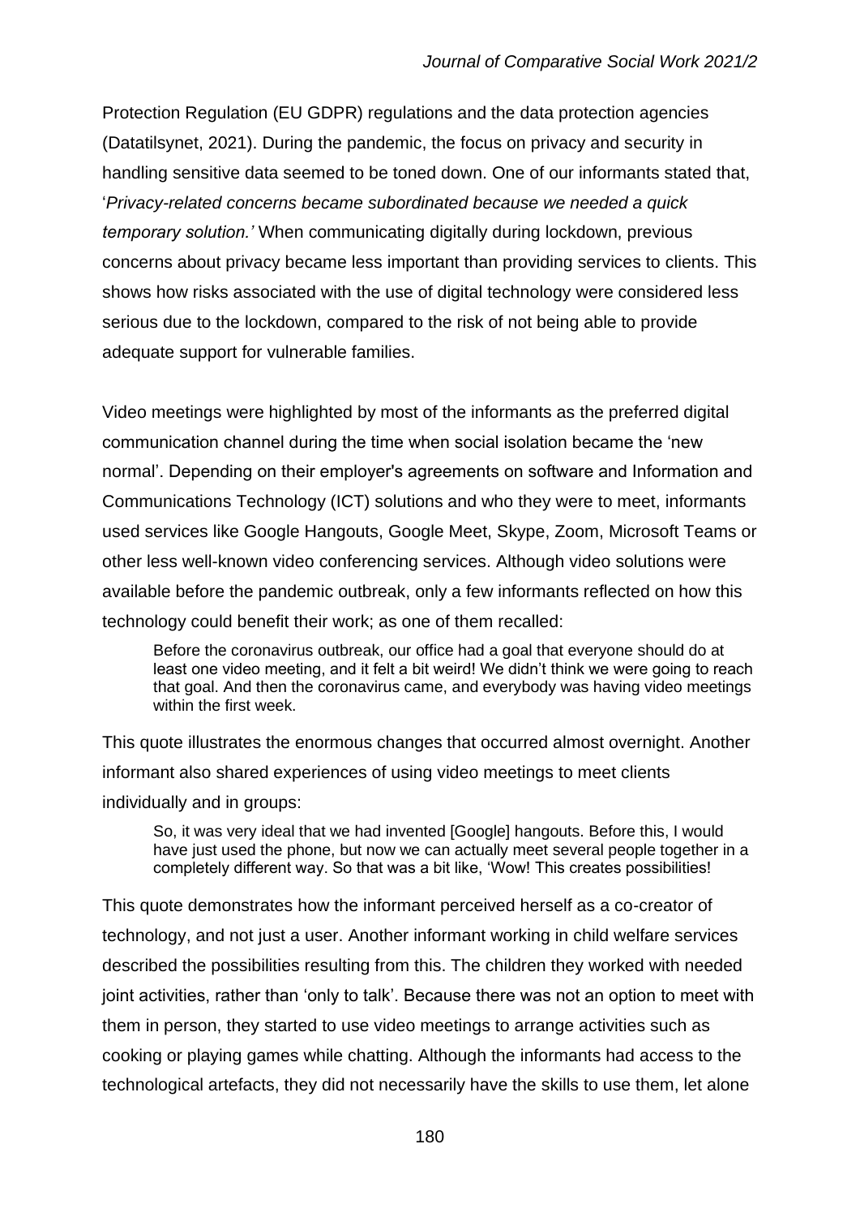Protection Regulation (EU GDPR) regulations and the data protection agencies (Datatilsynet, 2021). During the pandemic, the focus on privacy and security in handling sensitive data seemed to be toned down. One of our informants stated that, '*Privacy-related concerns became subordinated because we needed a quick temporary solution.'* When communicating digitally during lockdown, previous concerns about privacy became less important than providing services to clients. This shows how risks associated with the use of digital technology were considered less serious due to the lockdown, compared to the risk of not being able to provide adequate support for vulnerable families.

Video meetings were highlighted by most of the informants as the preferred digital communication channel during the time when social isolation became the 'new normal'. Depending on their employer's agreements on software and Information and Communications Technology (ICT) solutions and who they were to meet, informants used services like Google Hangouts, Google Meet, Skype, Zoom, Microsoft Teams or other less well-known video conferencing services. Although video solutions were available before the pandemic outbreak, only a few informants reflected on how this technology could benefit their work; as one of them recalled:

> Before the coronavirus outbreak, our office had a goal that everyone should do at least one video meeting, and it felt a bit weird! We didn't think we were going to reach that goal. And then the coronavirus came, and everybody was having video meetings within the first week.

This quote illustrates the enormous changes that occurred almost overnight. Another informant also shared experiences of using video meetings to meet clients individually and in groups:

> So, it was very ideal that we had invented [Google] hangouts. Before this, I would have just used the phone, but now we can actually meet several people together in a completely different way. So that was a bit like, 'Wow! This creates possibilities!

This quote demonstrates how the informant perceived herself as a co-creator of technology, and not just a user. Another informant working in child welfare services described the possibilities resulting from this. The children they worked with needed joint activities, rather than 'only to talk'. Because there was not an option to meet with them in person, they started to use video meetings to arrange activities such as cooking or playing games while chatting. Although the informants had access to the technological artefacts, they did not necessarily have the skills to use them, let alone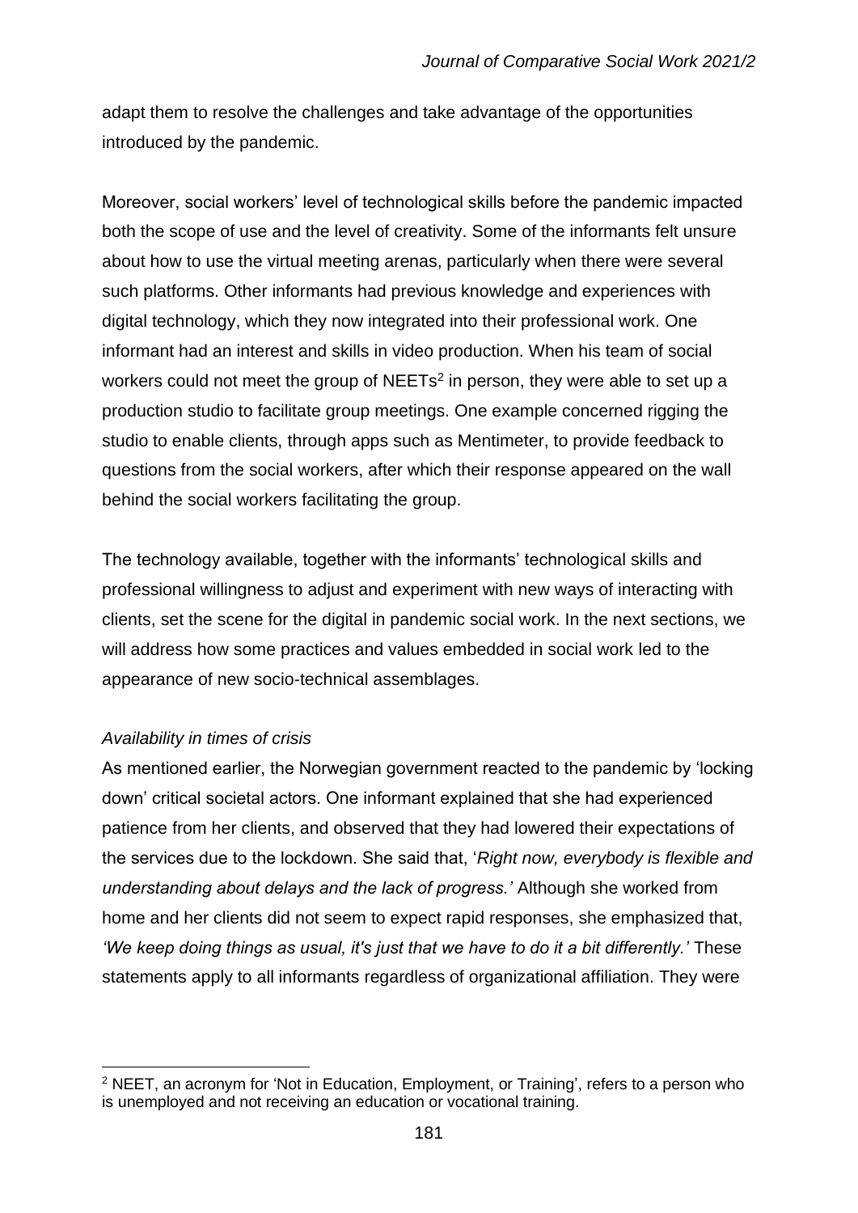adapt them to resolve the challenges and take advantage of the opportunities introduced by the pandemic.

Moreover, social workers' level of technological skills before the pandemic impacted both the scope of use and the level of creativity. Some of the informants felt unsure about how to use the virtual meeting arenas, particularly when there were several such platforms. Other informants had previous knowledge and experiences with digital technology, which they now integrated into their professional work. One informant had an interest and skills in video production. When his team of social workers could not meet the group of NEETs[2] in person, they were able to set up a production studio to facilitate group meetings. One example concerned rigging the studio to enable clients, through apps such as Mentimeter, to provide feedback to questions from the social workers, after which their response appeared on the wall behind the social workers facilitating the group.

The technology available, together with the informants' technological skills and professional willingness to adjust and experiment with new ways of interacting with clients, set the scene for the digital in pandemic social work. In the next sections, we will address how some practices and values embedded in social work led to the appearance of new socio-technical assemblages.

### *Availability in times of crisis*

As mentioned earlier, the Norwegian government reacted to the pandemic by 'locking down' critical societal actors. One informant explained that she had experienced patience from her clients, and observed that they had lowered their expectations of the services due to the lockdown. She said that, '*Right now, everybody is flexible and understanding about delays and the lack of progress.'* Although she worked from home and her clients did not seem to expect rapid responses, she emphasized that, *'We keep doing things as usual, it's just that we have to do it a bit differently.'* These statements apply to all informants regardless of organizational affiliation. They were

[2] NEET, an acronym for 'Not in Education, Employment, or Training', refers to a person who is unemployed and not receiving an education or vocational training.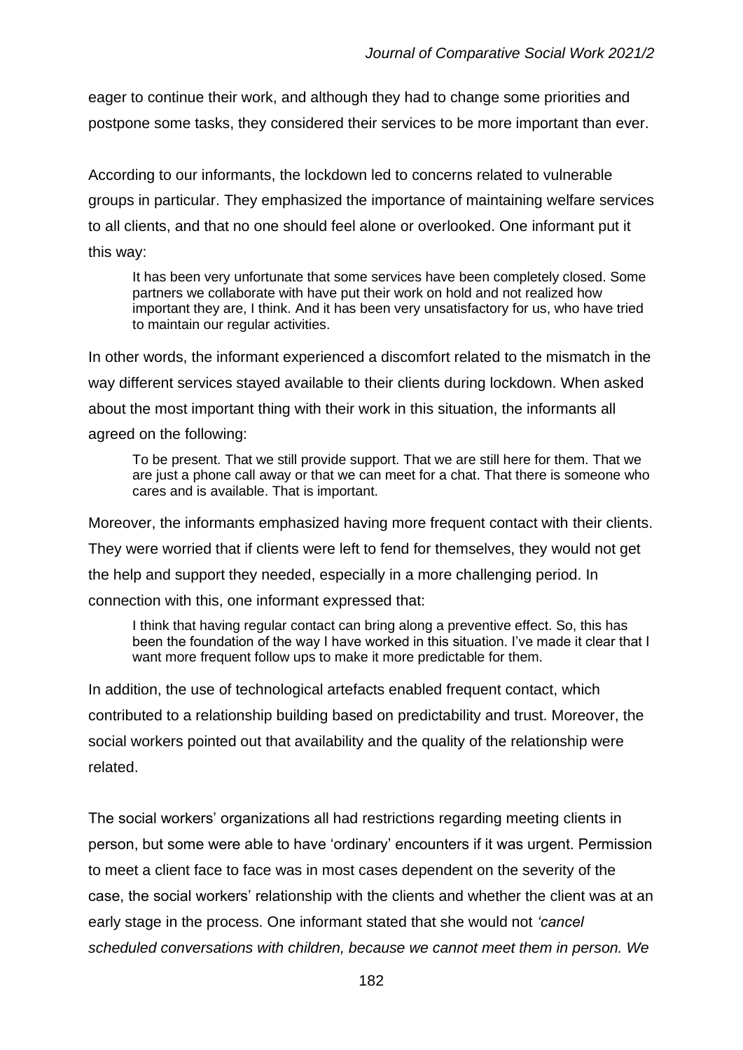eager to continue their work, and although they had to change some priorities and postpone some tasks, they considered their services to be more important than ever.

According to our informants, the lockdown led to concerns related to vulnerable groups in particular. They emphasized the importance of maintaining welfare services to all clients, and that no one should feel alone or overlooked. One informant put it this way:

> It has been very unfortunate that some services have been completely closed. Some partners we collaborate with have put their work on hold and not realized how important they are, I think. And it has been very unsatisfactory for us, who have tried to maintain our regular activities.

In other words, the informant experienced a discomfort related to the mismatch in the way different services stayed available to their clients during lockdown. When asked about the most important thing with their work in this situation, the informants all agreed on the following:

> To be present. That we still provide support. That we are still here for them. That we are just a phone call away or that we can meet for a chat. That there is someone who cares and is available. That is important.

Moreover, the informants emphasized having more frequent contact with their clients. They were worried that if clients were left to fend for themselves, they would not get the help and support they needed, especially in a more challenging period. In connection with this, one informant expressed that:

> I think that having regular contact can bring along a preventive effect. So, this has been the foundation of the way I have worked in this situation. I've made it clear that I want more frequent follow ups to make it more predictable for them.

In addition, the use of technological artefacts enabled frequent contact, which contributed to a relationship building based on predictability and trust. Moreover, the social workers pointed out that availability and the quality of the relationship were related.

The social workers' organizations all had restrictions regarding meeting clients in person, but some were able to have 'ordinary' encounters if it was urgent. Permission to meet a client face to face was in most cases dependent on the severity of the case, the social workers' relationship with the clients and whether the client was at an early stage in the process. One informant stated that she would not *'cancel scheduled conversations with children, because we cannot meet them in person. We*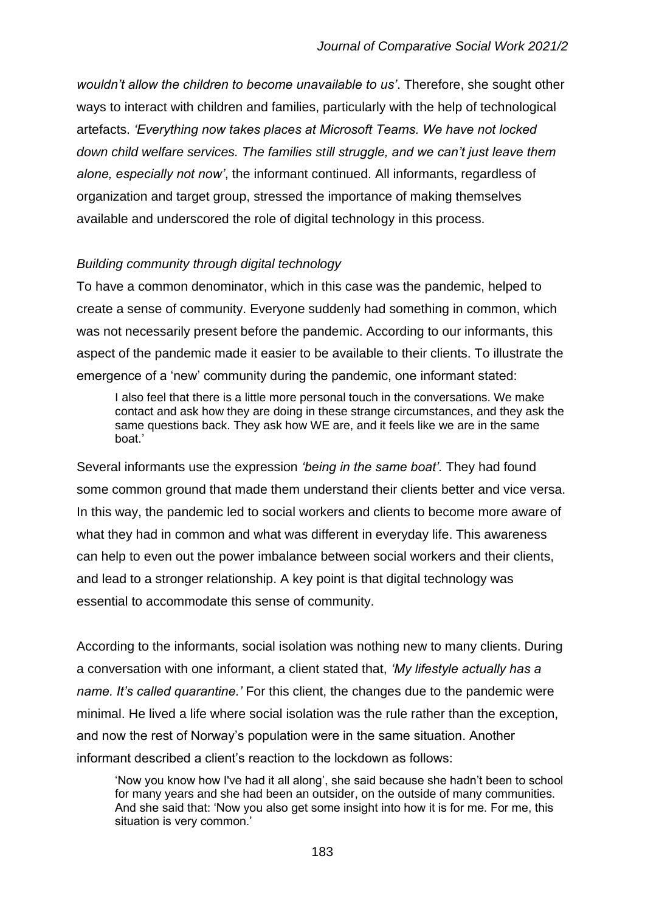*wouldn't allow the children to become unavailable to us'*. Therefore, she sought other ways to interact with children and families, particularly with the help of technological artefacts. *'Everything now takes places at Microsoft Teams. We have not locked down child welfare services. The families still struggle, and we can't just leave them alone, especially not now'*, the informant continued. All informants, regardless of organization and target group, stressed the importance of making themselves available and underscored the role of digital technology in this process.

*Building community through digital technology*

To have a common denominator, which in this case was the pandemic, helped to create a sense of community. Everyone suddenly had something in common, which was not necessarily present before the pandemic. According to our informants, this aspect of the pandemic made it easier to be available to their clients. To illustrate the emergence of a 'new' community during the pandemic, one informant stated:

> I also feel that there is a little more personal touch in the conversations. We make contact and ask how they are doing in these strange circumstances, and they ask the same questions back. They ask how WE are, and it feels like we are in the same boat.'

Several informants use the expression *'being in the same boat'*. They had found some common ground that made them understand their clients better and vice versa. In this way, the pandemic led to social workers and clients to become more aware of what they had in common and what was different in everyday life. This awareness can help to even out the power imbalance between social workers and their clients, and lead to a stronger relationship. A key point is that digital technology was essential to accommodate this sense of community.

According to the informants, social isolation was nothing new to many clients. During a conversation with one informant, a client stated that, *'My lifestyle actually has a name. It's called quarantine.'* For this client, the changes due to the pandemic were minimal. He lived a life where social isolation was the rule rather than the exception, and now the rest of Norway's population were in the same situation. Another informant described a client's reaction to the lockdown as follows:

> 'Now you know how I've had it all along', she said because she hadn't been to school for many years and she had been an outsider, on the outside of many communities. And she said that: 'Now you also get some insight into how it is for me. For me, this situation is very common.'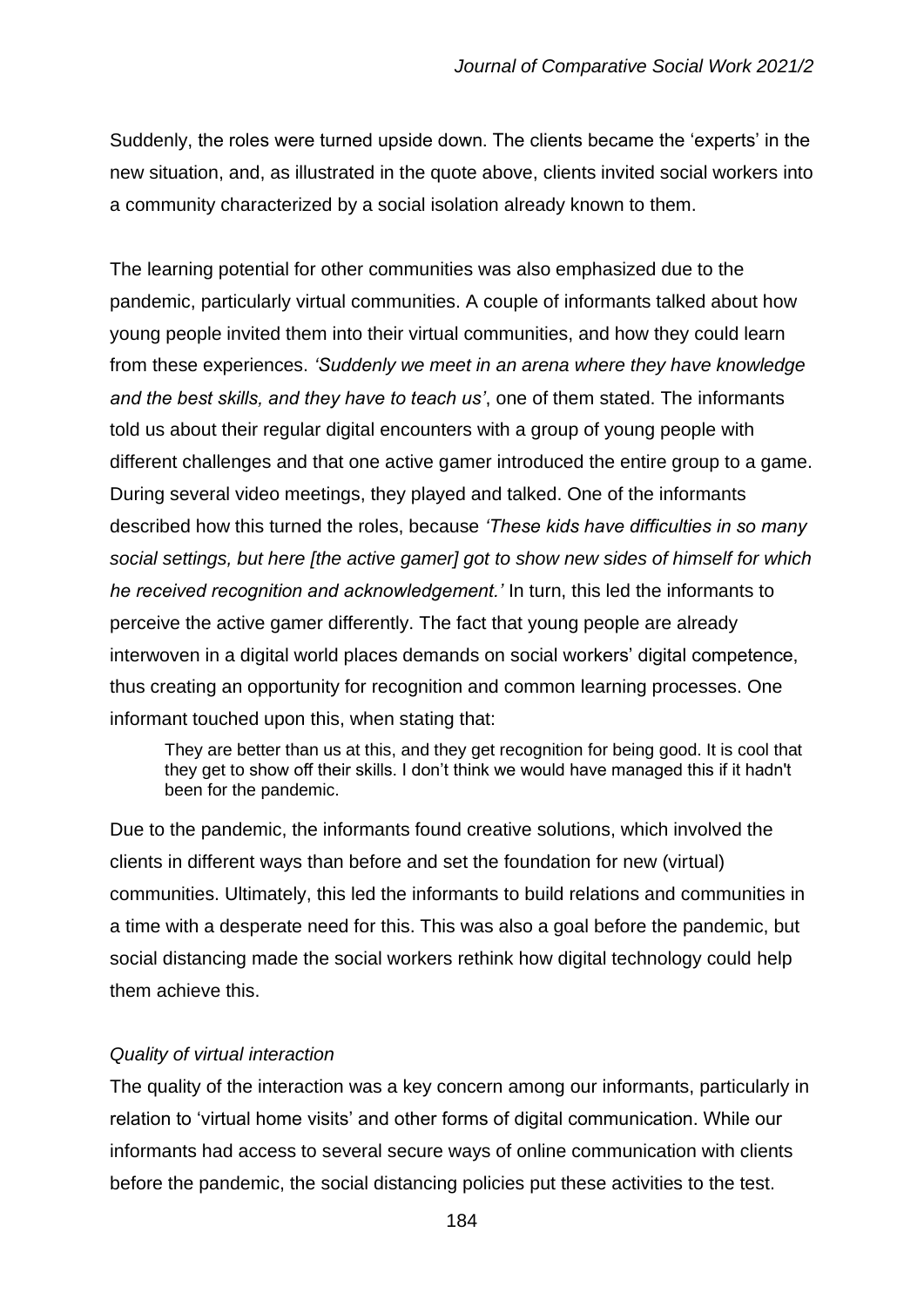Suddenly, the roles were turned upside down. The clients became the 'experts' in the new situation, and, as illustrated in the quote above, clients invited social workers into a community characterized by a social isolation already known to them.

The learning potential for other communities was also emphasized due to the pandemic, particularly virtual communities. A couple of informants talked about how young people invited them into their virtual communities, and how they could learn from these experiences. *'Suddenly we meet in an arena where they have knowledge and the best skills, and they have to teach us'*, one of them stated. The informants told us about their regular digital encounters with a group of young people with different challenges and that one active gamer introduced the entire group to a game. During several video meetings, they played and talked. One of the informants described how this turned the roles, because *'These kids have difficulties in so many social settings, but here [the active gamer] got to show new sides of himself for which he received recognition and acknowledgement.'* In turn, this led the informants to perceive the active gamer differently. The fact that young people are already interwoven in a digital world places demands on social workers' digital competence, thus creating an opportunity for recognition and common learning processes. One informant touched upon this, when stating that:

> They are better than us at this, and they get recognition for being good. It is cool that they get to show off their skills. I don't think we would have managed this if it hadn't been for the pandemic.

Due to the pandemic, the informants found creative solutions, which involved the clients in different ways than before and set the foundation for new (virtual) communities. Ultimately, this led the informants to build relations and communities in a time with a desperate need for this. This was also a goal before the pandemic, but social distancing made the social workers rethink how digital technology could help them achieve this.

*Quality of virtual interaction*

The quality of the interaction was a key concern among our informants, particularly in relation to 'virtual home visits' and other forms of digital communication. While our informants had access to several secure ways of online communication with clients before the pandemic, the social distancing policies put these activities to the test.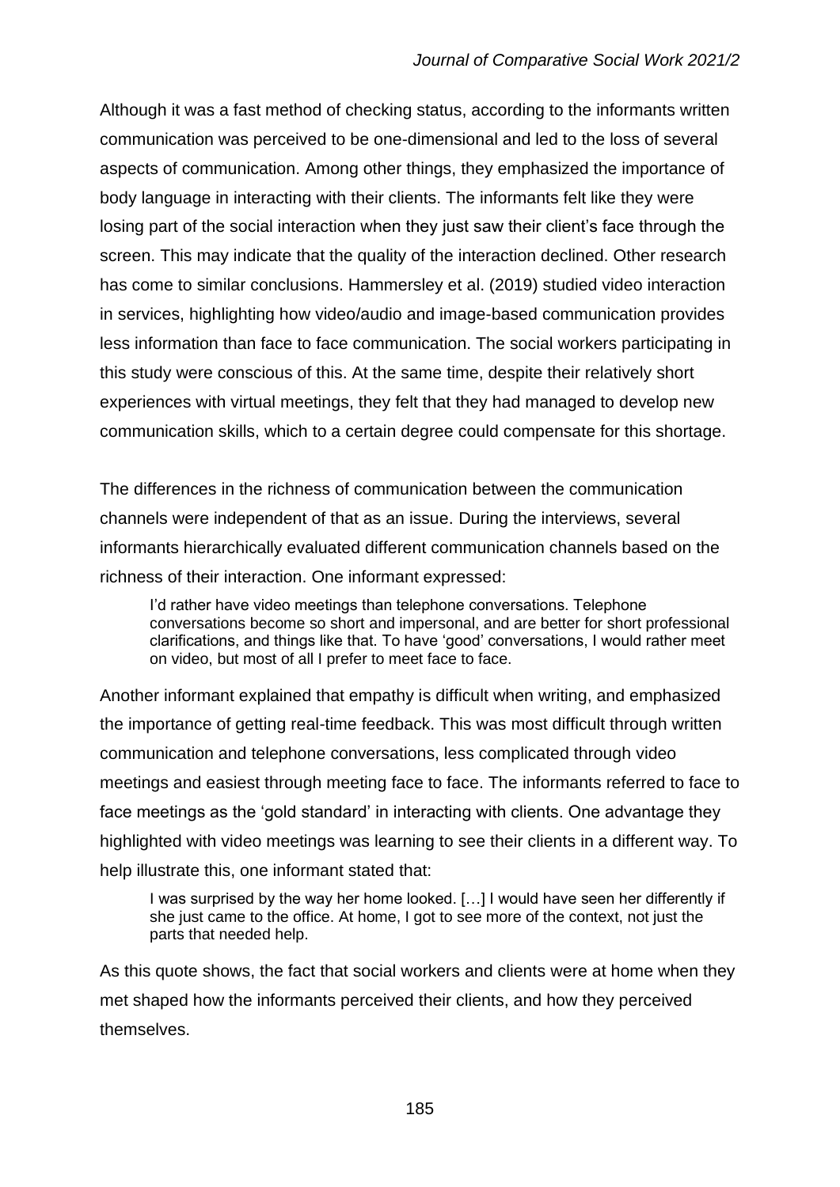Although it was a fast method of checking status, according to the informants written communication was perceived to be one-dimensional and led to the loss of several aspects of communication. Among other things, they emphasized the importance of body language in interacting with their clients. The informants felt like they were losing part of the social interaction when they just saw their client's face through the screen. This may indicate that the quality of the interaction declined. Other research has come to similar conclusions. Hammersley et al. (2019) studied video interaction in services, highlighting how video/audio and image-based communication provides less information than face to face communication. The social workers participating in this study were conscious of this. At the same time, despite their relatively short experiences with virtual meetings, they felt that they had managed to develop new communication skills, which to a certain degree could compensate for this shortage.

The differences in the richness of communication between the communication channels were independent of that as an issue. During the interviews, several informants hierarchically evaluated different communication channels based on the richness of their interaction. One informant expressed:

> I'd rather have video meetings than telephone conversations. Telephone conversations become so short and impersonal, and are better for short professional clarifications, and things like that. To have 'good' conversations, I would rather meet on video, but most of all I prefer to meet face to face.

Another informant explained that empathy is difficult when writing, and emphasized the importance of getting real-time feedback. This was most difficult through written communication and telephone conversations, less complicated through video meetings and easiest through meeting face to face. The informants referred to face to face meetings as the 'gold standard' in interacting with clients. One advantage they highlighted with video meetings was learning to see their clients in a different way. To help illustrate this, one informant stated that:

> I was surprised by the way her home looked. […] I would have seen her differently if she just came to the office. At home, I got to see more of the context, not just the parts that needed help.

As this quote shows, the fact that social workers and clients were at home when they met shaped how the informants perceived their clients, and how they perceived themselves.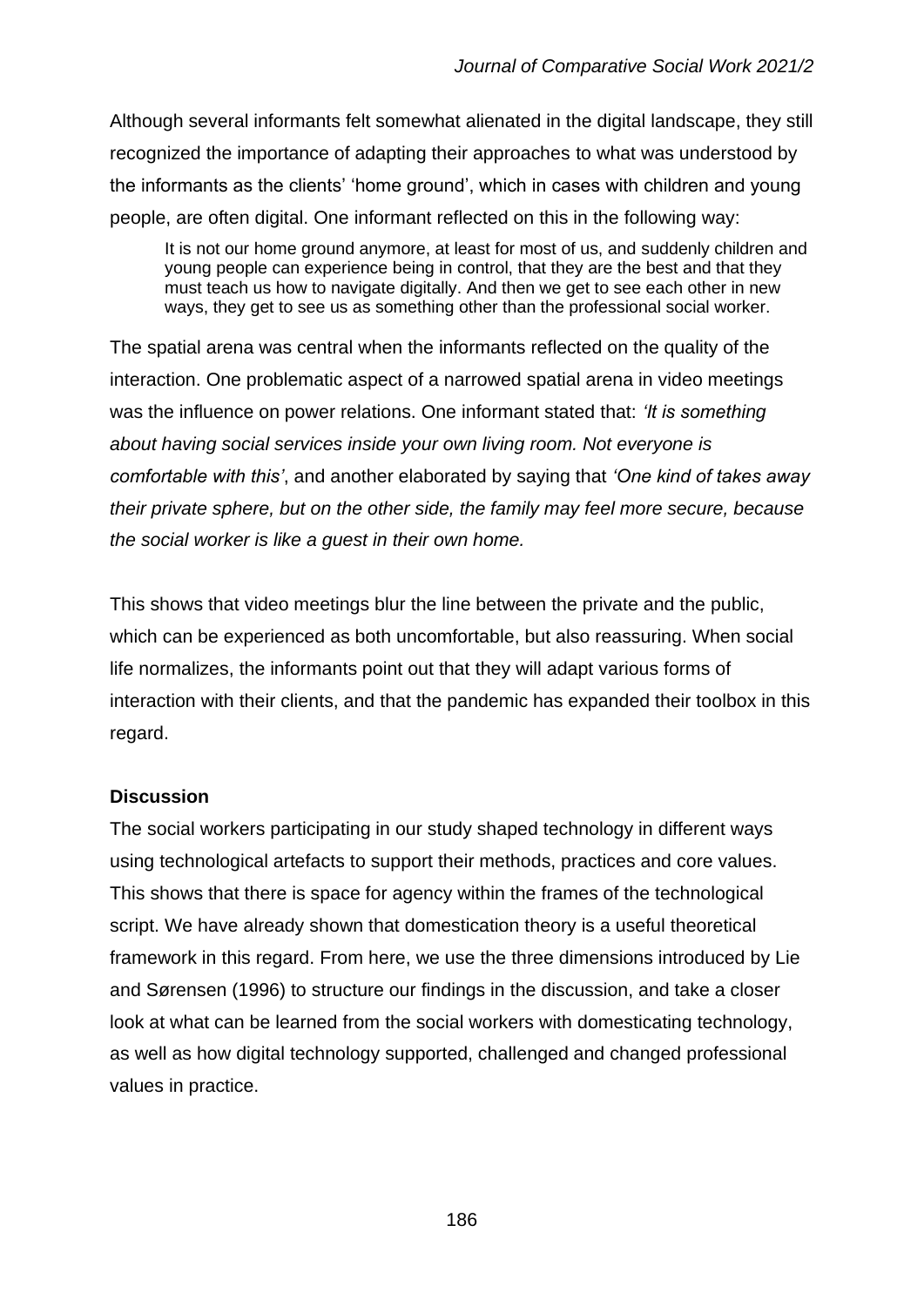Although several informants felt somewhat alienated in the digital landscape, they still recognized the importance of adapting their approaches to what was understood by the informants as the clients' 'home ground', which in cases with children and young people, are often digital. One informant reflected on this in the following way:

> It is not our home ground anymore, at least for most of us, and suddenly children and young people can experience being in control, that they are the best and that they must teach us how to navigate digitally. And then we get to see each other in new ways, they get to see us as something other than the professional social worker.

The spatial arena was central when the informants reflected on the quality of the interaction. One problematic aspect of a narrowed spatial arena in video meetings was the influence on power relations. One informant stated that: *'It is something about having social services inside your own living room. Not everyone is comfortable with this'*, and another elaborated by saying that *'One kind of takes away their private sphere, but on the other side, the family may feel more secure, because the social worker is like a guest in their own home.*

This shows that video meetings blur the line between the private and the public, which can be experienced as both uncomfortable, but also reassuring. When social life normalizes, the informants point out that they will adapt various forms of interaction with their clients, and that the pandemic has expanded their toolbox in this regard.

## Discussion

The social workers participating in our study shaped technology in different ways using technological artefacts to support their methods, practices and core values. This shows that there is space for agency within the frames of the technological script. We have already shown that domestication theory is a useful theoretical framework in this regard. From here, we use the three dimensions introduced by Lie and Sørensen (1996) to structure our findings in the discussion, and take a closer look at what can be learned from the social workers with domesticating technology, as well as how digital technology supported, challenged and changed professional values in practice.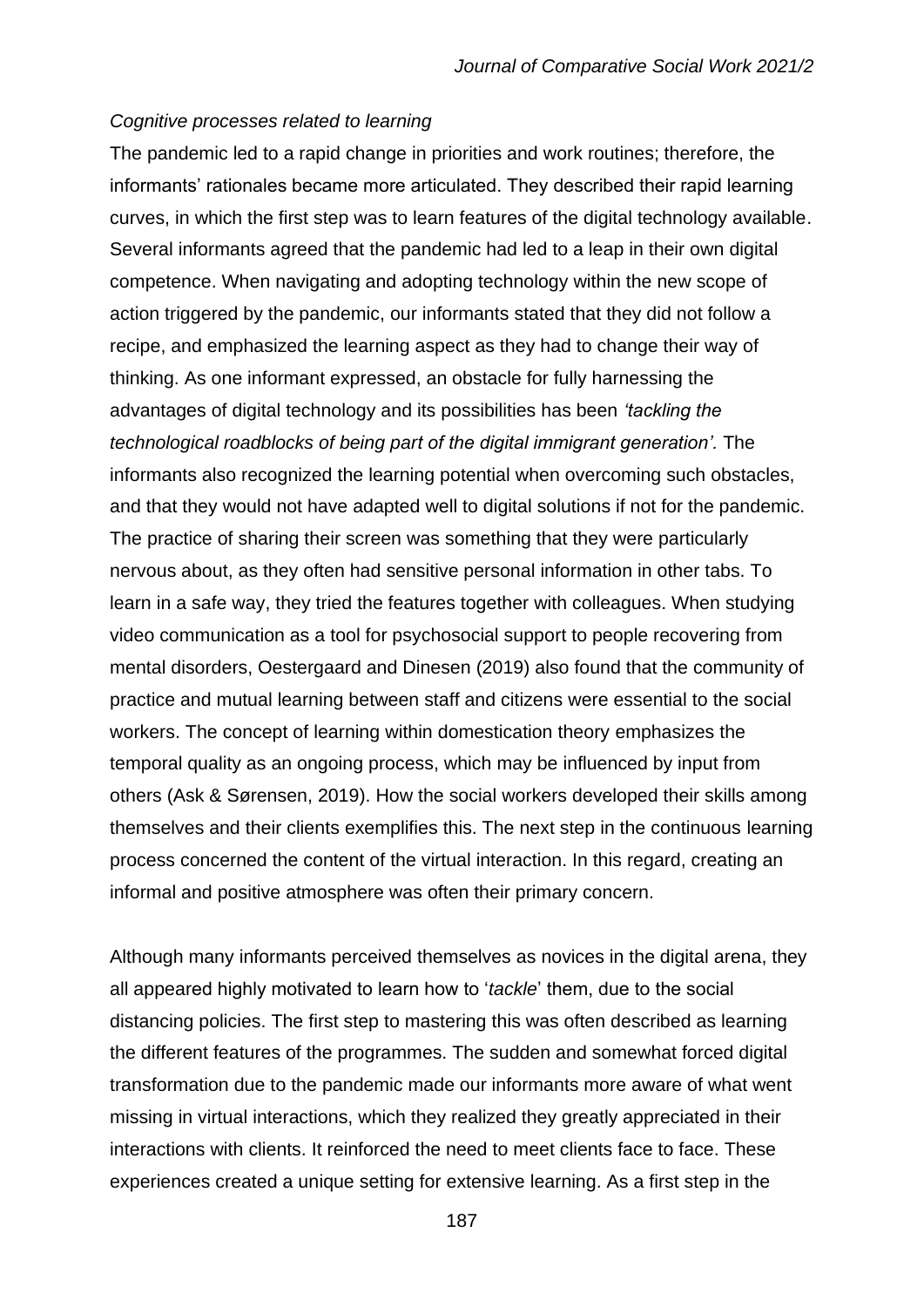*Cognitive processes related to learning*

The pandemic led to a rapid change in priorities and work routines; therefore, the informants' rationales became more articulated. They described their rapid learning curves, in which the first step was to learn features of the digital technology available. Several informants agreed that the pandemic had led to a leap in their own digital competence. When navigating and adopting technology within the new scope of action triggered by the pandemic, our informants stated that they did not follow a recipe, and emphasized the learning aspect as they had to change their way of thinking. As one informant expressed, an obstacle for fully harnessing the advantages of digital technology and its possibilities has been *'tackling the technological roadblocks of being part of the digital immigrant generation'.* The informants also recognized the learning potential when overcoming such obstacles, and that they would not have adapted well to digital solutions if not for the pandemic. The practice of sharing their screen was something that they were particularly nervous about, as they often had sensitive personal information in other tabs. To learn in a safe way, they tried the features together with colleagues. When studying video communication as a tool for psychosocial support to people recovering from mental disorders, Oestergaard and Dinesen (2019) also found that the community of practice and mutual learning between staff and citizens were essential to the social workers. The concept of learning within domestication theory emphasizes the temporal quality as an ongoing process, which may be influenced by input from others (Ask & Sørensen, 2019). How the social workers developed their skills among themselves and their clients exemplifies this. The next step in the continuous learning process concerned the content of the virtual interaction. In this regard, creating an informal and positive atmosphere was often their primary concern.

Although many informants perceived themselves as novices in the digital arena, they all appeared highly motivated to learn how to '*tackle*' them, due to the social distancing policies. The first step to mastering this was often described as learning the different features of the programmes. The sudden and somewhat forced digital transformation due to the pandemic made our informants more aware of what went missing in virtual interactions, which they realized they greatly appreciated in their interactions with clients. It reinforced the need to meet clients face to face. These experiences created a unique setting for extensive learning. As a first step in the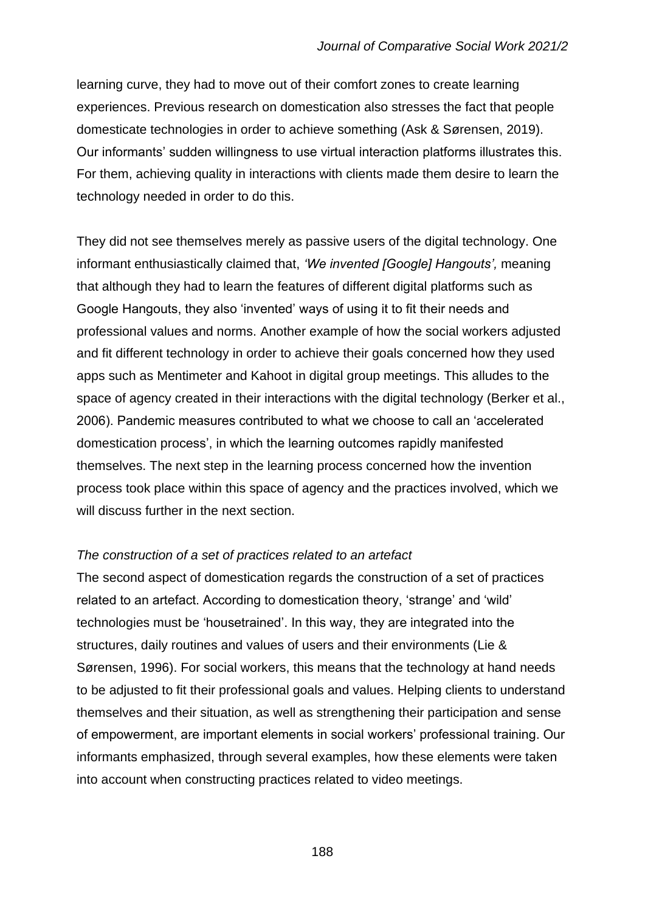learning curve, they had to move out of their comfort zones to create learning experiences. Previous research on domestication also stresses the fact that people domesticate technologies in order to achieve something (Ask & Sørensen, 2019). Our informants' sudden willingness to use virtual interaction platforms illustrates this. For them, achieving quality in interactions with clients made them desire to learn the technology needed in order to do this.

They did not see themselves merely as passive users of the digital technology. One informant enthusiastically claimed that, *'We invented [Google] Hangouts',* meaning that although they had to learn the features of different digital platforms such as Google Hangouts, they also 'invented' ways of using it to fit their needs and professional values and norms. Another example of how the social workers adjusted and fit different technology in order to achieve their goals concerned how they used apps such as Mentimeter and Kahoot in digital group meetings. This alludes to the space of agency created in their interactions with the digital technology (Berker et al., 2006). Pandemic measures contributed to what we choose to call an 'accelerated domestication process', in which the learning outcomes rapidly manifested themselves. The next step in the learning process concerned how the invention process took place within this space of agency and the practices involved, which we will discuss further in the next section.

### *The construction of a set of practices related to an artefact*

The second aspect of domestication regards the construction of a set of practices related to an artefact. According to domestication theory, 'strange' and 'wild' technologies must be 'housetrained'. In this way, they are integrated into the structures, daily routines and values of users and their environments (Lie & Sørensen, 1996). For social workers, this means that the technology at hand needs to be adjusted to fit their professional goals and values. Helping clients to understand themselves and their situation, as well as strengthening their participation and sense of empowerment, are important elements in social workers' professional training. Our informants emphasized, through several examples, how these elements were taken into account when constructing practices related to video meetings.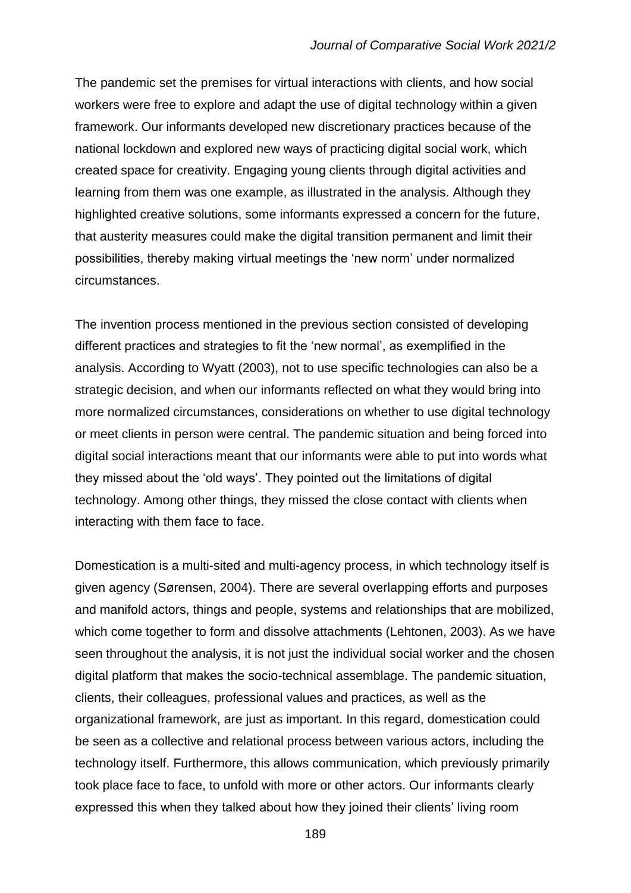The pandemic set the premises for virtual interactions with clients, and how social workers were free to explore and adapt the use of digital technology within a given framework. Our informants developed new discretionary practices because of the national lockdown and explored new ways of practicing digital social work, which created space for creativity. Engaging young clients through digital activities and learning from them was one example, as illustrated in the analysis. Although they highlighted creative solutions, some informants expressed a concern for the future, that austerity measures could make the digital transition permanent and limit their possibilities, thereby making virtual meetings the 'new norm' under normalized circumstances.

The invention process mentioned in the previous section consisted of developing different practices and strategies to fit the 'new normal', as exemplified in the analysis. According to Wyatt (2003), not to use specific technologies can also be a strategic decision, and when our informants reflected on what they would bring into more normalized circumstances, considerations on whether to use digital technology or meet clients in person were central. The pandemic situation and being forced into digital social interactions meant that our informants were able to put into words what they missed about the 'old ways'. They pointed out the limitations of digital technology. Among other things, they missed the close contact with clients when interacting with them face to face.

Domestication is a multi-sited and multi-agency process, in which technology itself is given agency (Sørensen, 2004). There are several overlapping efforts and purposes and manifold actors, things and people, systems and relationships that are mobilized, which come together to form and dissolve attachments (Lehtonen, 2003). As we have seen throughout the analysis, it is not just the individual social worker and the chosen digital platform that makes the socio-technical assemblage. The pandemic situation, clients, their colleagues, professional values and practices, as well as the organizational framework, are just as important. In this regard, domestication could be seen as a collective and relational process between various actors, including the technology itself. Furthermore, this allows communication, which previously primarily took place face to face, to unfold with more or other actors. Our informants clearly expressed this when they talked about how they joined their clients' living room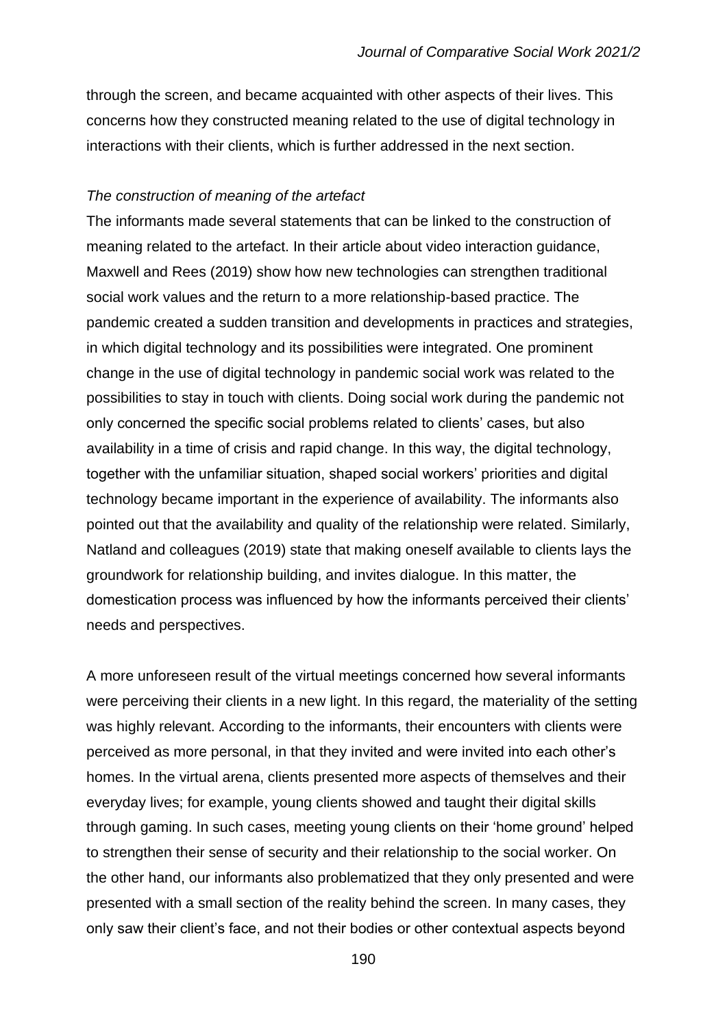through the screen, and became acquainted with other aspects of their lives. This concerns how they constructed meaning related to the use of digital technology in interactions with their clients, which is further addressed in the next section.

*The construction of meaning of the artefact*

The informants made several statements that can be linked to the construction of meaning related to the artefact. In their article about video interaction guidance, Maxwell and Rees (2019) show how new technologies can strengthen traditional social work values and the return to a more relationship-based practice. The pandemic created a sudden transition and developments in practices and strategies, in which digital technology and its possibilities were integrated. One prominent change in the use of digital technology in pandemic social work was related to the possibilities to stay in touch with clients. Doing social work during the pandemic not only concerned the specific social problems related to clients' cases, but also availability in a time of crisis and rapid change. In this way, the digital technology, together with the unfamiliar situation, shaped social workers' priorities and digital technology became important in the experience of availability. The informants also pointed out that the availability and quality of the relationship were related. Similarly, Natland and colleagues (2019) state that making oneself available to clients lays the groundwork for relationship building, and invites dialogue. In this matter, the domestication process was influenced by how the informants perceived their clients' needs and perspectives.

A more unforeseen result of the virtual meetings concerned how several informants were perceiving their clients in a new light. In this regard, the materiality of the setting was highly relevant. According to the informants, their encounters with clients were perceived as more personal, in that they invited and were invited into each other's homes. In the virtual arena, clients presented more aspects of themselves and their everyday lives; for example, young clients showed and taught their digital skills through gaming. In such cases, meeting young clients on their 'home ground' helped to strengthen their sense of security and their relationship to the social worker. On the other hand, our informants also problematized that they only presented and were presented with a small section of the reality behind the screen. In many cases, they only saw their client's face, and not their bodies or other contextual aspects beyond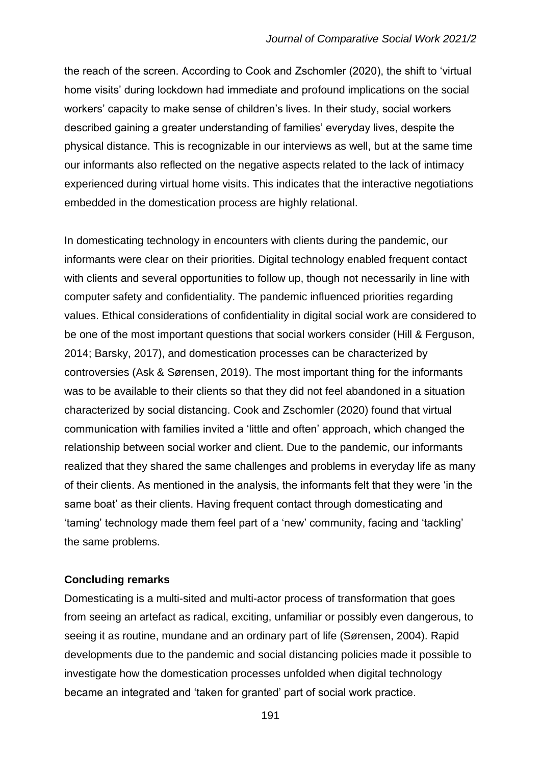the reach of the screen. According to Cook and Zschomler (2020), the shift to 'virtual home visits' during lockdown had immediate and profound implications on the social workers' capacity to make sense of children's lives. In their study, social workers described gaining a greater understanding of families' everyday lives, despite the physical distance. This is recognizable in our interviews as well, but at the same time our informants also reflected on the negative aspects related to the lack of intimacy experienced during virtual home visits. This indicates that the interactive negotiations embedded in the domestication process are highly relational.

In domesticating technology in encounters with clients during the pandemic, our informants were clear on their priorities. Digital technology enabled frequent contact with clients and several opportunities to follow up, though not necessarily in line with computer safety and confidentiality. The pandemic influenced priorities regarding values. Ethical considerations of confidentiality in digital social work are considered to be one of the most important questions that social workers consider (Hill & Ferguson, 2014; Barsky, 2017), and domestication processes can be characterized by controversies (Ask & Sørensen, 2019). The most important thing for the informants was to be available to their clients so that they did not feel abandoned in a situation characterized by social distancing. Cook and Zschomler (2020) found that virtual communication with families invited a 'little and often' approach, which changed the relationship between social worker and client. Due to the pandemic, our informants realized that they shared the same challenges and problems in everyday life as many of their clients. As mentioned in the analysis, the informants felt that they were 'in the same boat' as their clients. Having frequent contact through domesticating and 'taming' technology made them feel part of a 'new' community, facing and 'tackling' the same problems.

## Concluding remarks

Domesticating is a multi-sited and multi-actor process of transformation that goes from seeing an artefact as radical, exciting, unfamiliar or possibly even dangerous, to seeing it as routine, mundane and an ordinary part of life (Sørensen, 2004). Rapid developments due to the pandemic and social distancing policies made it possible to investigate how the domestication processes unfolded when digital technology became an integrated and 'taken for granted' part of social work practice.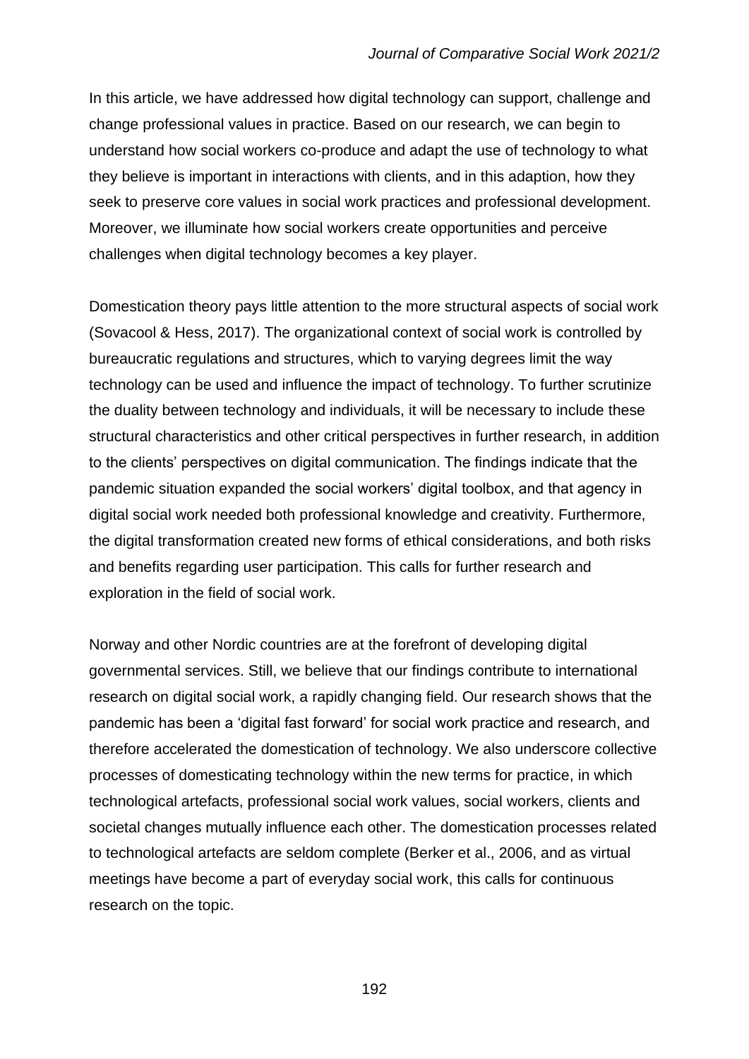In this article, we have addressed how digital technology can support, challenge and change professional values in practice. Based on our research, we can begin to understand how social workers co-produce and adapt the use of technology to what they believe is important in interactions with clients, and in this adaption, how they seek to preserve core values in social work practices and professional development. Moreover, we illuminate how social workers create opportunities and perceive challenges when digital technology becomes a key player.

Domestication theory pays little attention to the more structural aspects of social work (Sovacool & Hess, 2017). The organizational context of social work is controlled by bureaucratic regulations and structures, which to varying degrees limit the way technology can be used and influence the impact of technology. To further scrutinize the duality between technology and individuals, it will be necessary to include these structural characteristics and other critical perspectives in further research, in addition to the clients' perspectives on digital communication. The findings indicate that the pandemic situation expanded the social workers' digital toolbox, and that agency in digital social work needed both professional knowledge and creativity. Furthermore, the digital transformation created new forms of ethical considerations, and both risks and benefits regarding user participation. This calls for further research and exploration in the field of social work.

Norway and other Nordic countries are at the forefront of developing digital governmental services. Still, we believe that our findings contribute to international research on digital social work, a rapidly changing field. Our research shows that the pandemic has been a 'digital fast forward' for social work practice and research, and therefore accelerated the domestication of technology. We also underscore collective processes of domesticating technology within the new terms for practice, in which technological artefacts, professional social work values, social workers, clients and societal changes mutually influence each other. The domestication processes related to technological artefacts are seldom complete (Berker et al., 2006, and as virtual meetings have become a part of everyday social work, this calls for continuous research on the topic.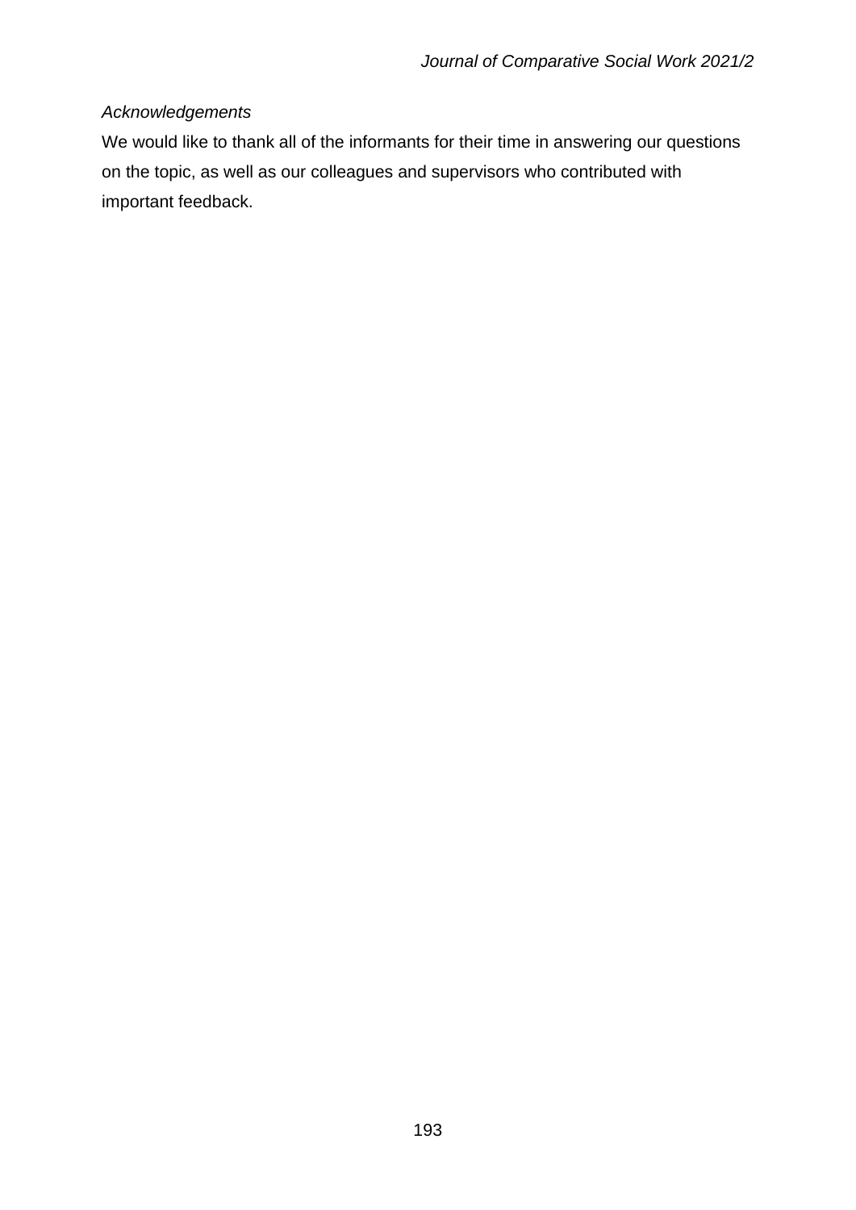*Acknowledgements*

We would like to thank all of the informants for their time in answering our questions on the topic, as well as our colleagues and supervisors who contributed with important feedback.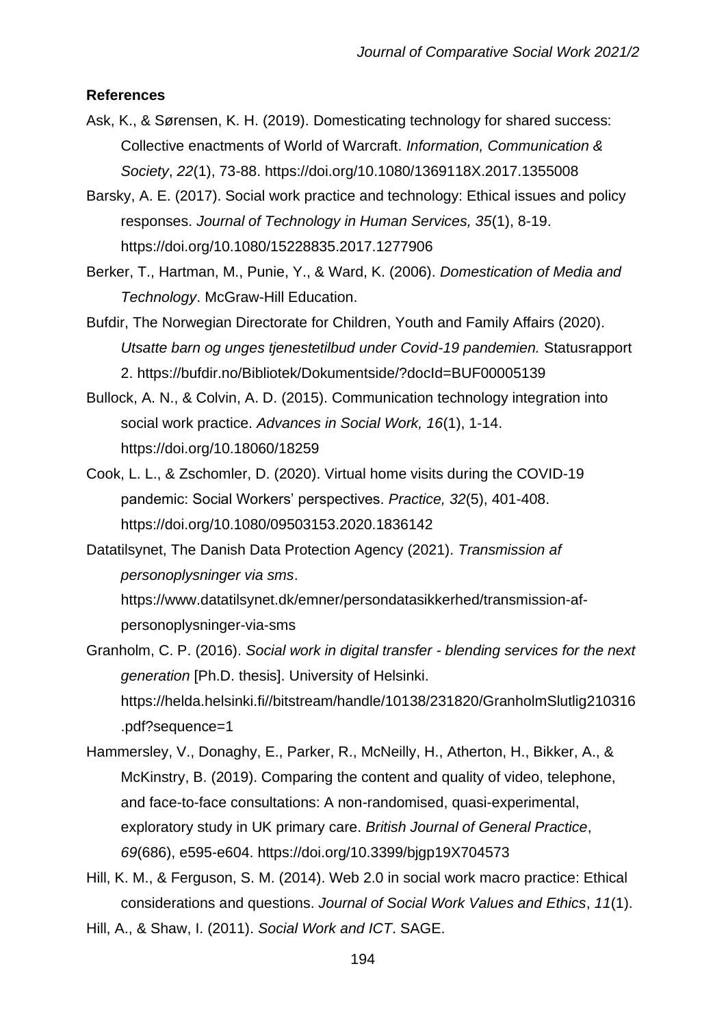**References**

Ask, K., & Sørensen, K. H. (2019). Domesticating technology for shared success: Collective enactments of World of Warcraft. *Information, Communication & Society*, *22*(1), 73-88. https://doi.org/10.1080/1369118X.2017.1355008

Barsky, A. E. (2017). Social work practice and technology: Ethical issues and policy responses. *Journal of Technology in Human Services, 35*(1), 8-19. https://doi.org/10.1080/15228835.2017.1277906

Berker, T., Hartman, M., Punie, Y., & Ward, K. (2006). *Domestication of Media and Technology*. McGraw-Hill Education.

Bufdir, The Norwegian Directorate for Children, Youth and Family Affairs (2020). *Utsatte barn og unges tjenestetilbud under Covid-19 pandemien.* Statusrapport 2. https://bufdir.no/Bibliotek/Dokumentside/?docId=BUF00005139

Bullock, A. N., & Colvin, A. D. (2015). Communication technology integration into social work practice. *Advances in Social Work, 16*(1), 1-14. https://doi.org/10.18060/18259

Cook, L. L., & Zschomler, D. (2020). Virtual home visits during the COVID-19 pandemic: Social Workers' perspectives. *Practice, 32*(5), 401-408. https://doi.org/10.1080/09503153.2020.1836142

Datatilsynet, The Danish Data Protection Agency (2021). *Transmission af personoplysninger via sms*. https://www.datatilsynet.dk/emner/persondatasikkerhed/transmission-af-personoplysninger-via-sms

Granholm, C. P. (2016). *Social work in digital transfer - blending services for the next generation* [Ph.D. thesis]. University of Helsinki. https://helda.helsinki.fi//bitstream/handle/10138/231820/GranholmSlutlig210316.pdf?sequence=1

Hammersley, V., Donaghy, E., Parker, R., McNeilly, H., Atherton, H., Bikker, A., & McKinstry, B. (2019). Comparing the content and quality of video, telephone, and face-to-face consultations: A non-randomised, quasi-experimental, exploratory study in UK primary care. *British Journal of General Practice*, *69*(686), e595-e604. https://doi.org/10.3399/bjgp19X704573

Hill, K. M., & Ferguson, S. M. (2014). Web 2.0 in social work macro practice: Ethical considerations and questions. *Journal of Social Work Values and Ethics*, *11*(1).

Hill, A., & Shaw, I. (2011). *Social Work and ICT*. SAGE.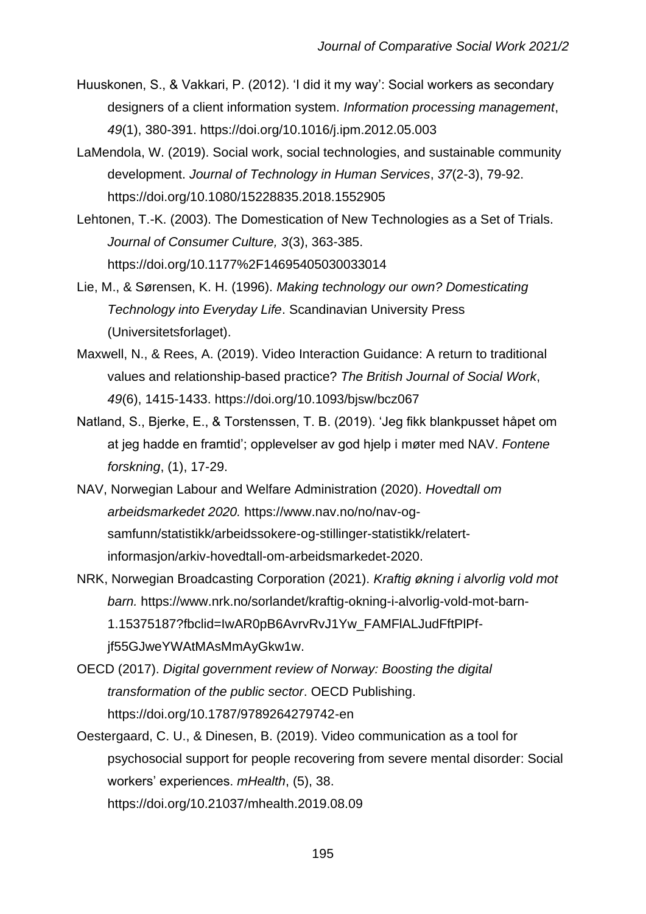Huuskonen, S., & Vakkari, P. (2012). 'I did it my way': Social workers as secondary designers of a client information system. *Information processing management*, *49*(1), 380-391. https://doi.org/10.1016/j.ipm.2012.05.003

LaMendola, W. (2019). Social work, social technologies, and sustainable community development. *Journal of Technology in Human Services*, *37*(2-3), 79-92. https://doi.org/10.1080/15228835.2018.1552905

Lehtonen, T.-K. (2003). The Domestication of New Technologies as a Set of Trials. *Journal of Consumer Culture, 3*(3), 363-385. https://doi.org/10.1177%2F14695405030033014

Lie, M., & Sørensen, K. H. (1996). *Making technology our own? Domesticating Technology into Everyday Life*. Scandinavian University Press (Universitetsforlaget).

Maxwell, N., & Rees, A. (2019). Video Interaction Guidance: A return to traditional values and relationship-based practice? *The British Journal of Social Work*, *49*(6), 1415-1433. https://doi.org/10.1093/bjsw/bcz067

Natland, S., Bjerke, E., & Torstenssen, T. B. (2019). 'Jeg fikk blankpusset håpet om at jeg hadde en framtid'; opplevelser av god hjelp i møter med NAV. *Fontene forskning*, (1), 17-29.

NAV, Norwegian Labour and Welfare Administration (2020). *Hovedtall om arbeidsmarkedet 2020.* https://www.nav.no/no/nav-og-samfunn/statistikk/arbeidssokere-og-stillinger-statistikk/relatert-informasjon/arkiv-hovedtall-om-arbeidsmarkedet-2020.

NRK, Norwegian Broadcasting Corporation (2021). *Kraftig økning i alvorlig vold mot barn.* https://www.nrk.no/sorlandet/kraftig-okning-i-alvorlig-vold-mot-barn-1.15375187?fbclid=IwAR0pB6AvrvRvJ1Yw_FAMFlALJudFftPlPf-jf55GJweYWAtMAsMmAyGkw1w.

OECD (2017). *Digital government review of Norway: Boosting the digital transformation of the public sector*. OECD Publishing. https://doi.org/10.1787/9789264279742-en

Oestergaard, C. U., & Dinesen, B. (2019). Video communication as a tool for psychosocial support for people recovering from severe mental disorder: Social workers' experiences. *mHealth*, (5), 38. https://doi.org/10.21037/mhealth.2019.08.09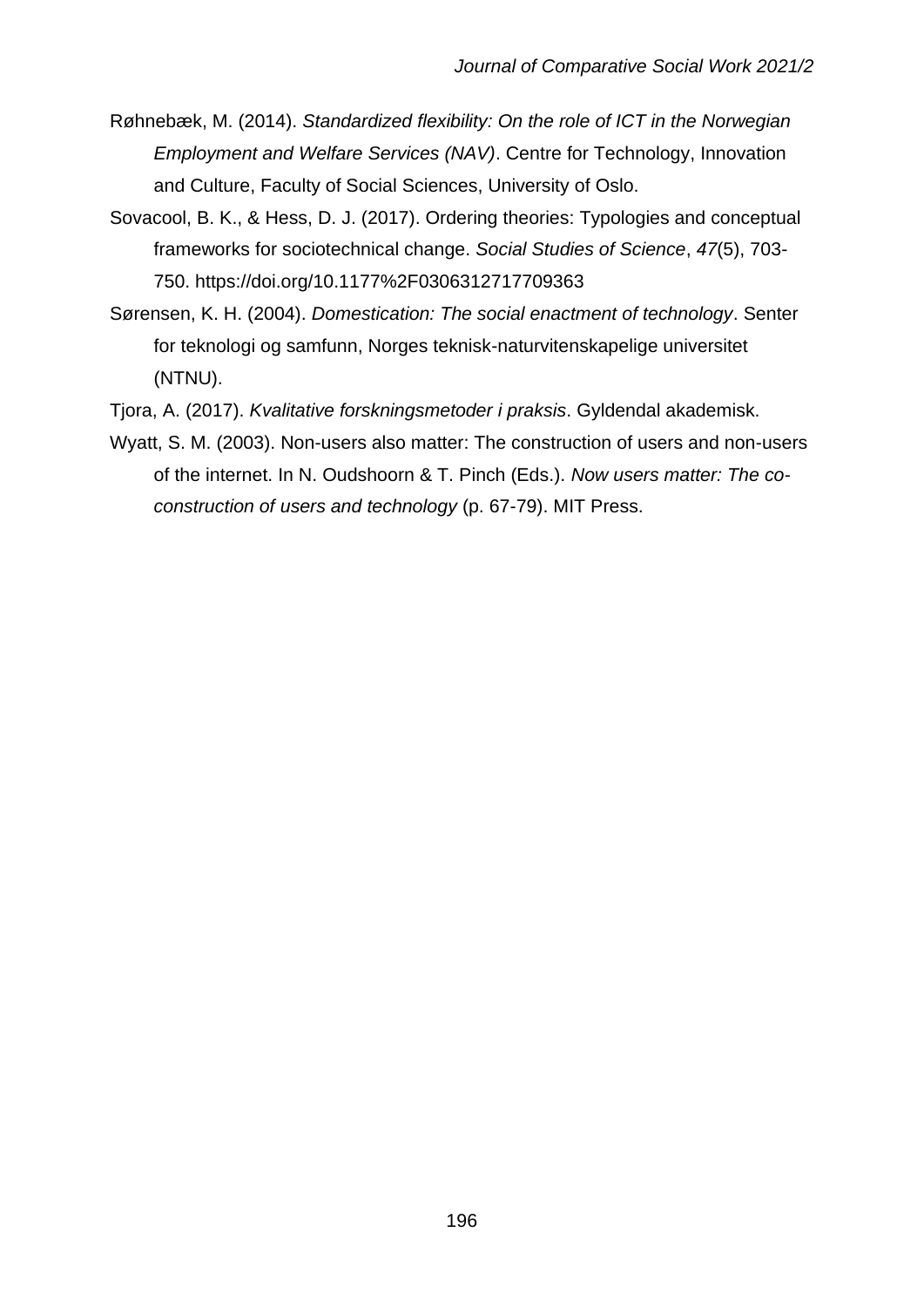Røhnebæk, M. (2014). *Standardized flexibility: On the role of ICT in the Norwegian Employment and Welfare Services (NAV)*. Centre for Technology, Innovation and Culture, Faculty of Social Sciences, University of Oslo.

Sovacool, B. K., & Hess, D. J. (2017). Ordering theories: Typologies and conceptual frameworks for sociotechnical change. *Social Studies of Science*, *47*(5), 703-750. https://doi.org/10.1177%2F0306312717709363

Sørensen, K. H. (2004). *Domestication: The social enactment of technology*. Senter for teknologi og samfunn, Norges teknisk-naturvitenskapelige universitet (NTNU).

Tjora, A. (2017). *Kvalitative forskningsmetoder i praksis*. Gyldendal akademisk.

Wyatt, S. M. (2003). Non-users also matter: The construction of users and non-users of the internet. In N. Oudshoorn & T. Pinch (Eds.). *Now users matter: The co-construction of users and technology* (p. 67-79). MIT Press.